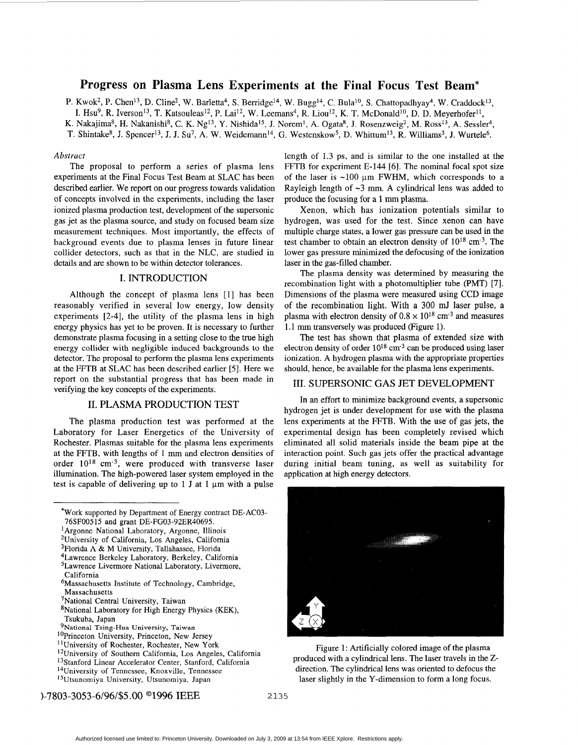# Progress on Plasma Lens Experiments at the Final Focus Test Beam*

P. Kwok[2], P. Chen[13], D. Cline[2], W. Barletta[4], S. Berridge[14], W. Bugg[14], C. Bula[10], S. Chattopadhyay[4], W. Craddock[13], I. Hsu[9], R. Iverson[13], T. Katsouleas[12], P. Lai[12], W. Leemans[4], R. Liou[12], K. T. McDonald[10], D. D. Meyerhofer[11], K. Nakajima[8], H. Nakanishi[8], C. K. Ng[13], Y. Nishida[15], J. Norem[1], A. Ogata[8], J. Rosenzweig[2], M. Ross[13], A. Sessler[4], T. Shintake[8], J. Spencer[13], J. J. Su[7], A. W. Weidemann[14], G. Westenskow[5], D. Whittum[13], R. Williams[3], J. Wurtele[6].

*Abstract*

The proposal to perform a series of plasma lens experiments at the Final Focus Test Beam at SLAC has been described earlier. We report on our progress towards validation of concepts involved in the experiments, including the laser ionized plasma production test, development of the supersonic gas jet as the plasma source, and study on focused beam size measurement techniques. Most importantly, the effects of background events due to plasma lenses in future linear collider detectors, such as that in the NLC, are studied in details and are shown to be within detector tolerances.

## I. INTRODUCTION

Although the concept of plasma lens [1] has been reasonably verified in several low energy, low density experiments [2-4], the utility of the plasma lens in high energy physics has yet to be proven. It is necessary to further demonstrate plasma focusing in a setting close to the true high energy collider with negligible induced backgrounds to the detector. The proposal to perform the plasma lens experiments at the FFTB at SLAC has been described earlier [5]. Here we report on the substantial progress that has been made in verifying the key concepts of the experiments.

## II. PLASMA PRODUCTION TEST

The plasma production test was performed at the Laboratory for Laser Energetics of the University of Rochester. Plasmas suitable for the plasma lens experiments at the FFTB, with lengths of 1 mm and electron densities of order $10^{18}$ cm$^{-3}$, were produced with transverse laser illumination. The high-powered laser system employed in the test is capable of delivering up to 1 J at 1 μm with a pulse length of 1.3 ps, and is similar to the one installed at the FFTB for experiment E-144 [6]. The nominal focal spot size of the laser is ~100 μm FWHM, which corresponds to a Rayleigh length of ~3 mm. A cylindrical lens was added to produce the focusing for a 1 mm plasma.

Xenon, which has ionization potentials similar to hydrogen, was used for the test. Since xenon can have multiple charge states, a lower gas pressure can be used in the test chamber to obtain an electron density of $10^{18}$ cm$^{-3}$. The lower gas pressure minimized the defocusing of the ionization laser in the gas-filled chamber.

The plasma density was determined by measuring the recombination light with a photomultiplier tube (PMT) [7]. Dimensions of the plasma were measured using CCD image of the recombination light. With a 300 mJ laser pulse, a plasma with electron density of $0.8 \times 10^{18}$ cm$^{-3}$ and measures 1.1 mm transversely was produced (Figure 1).

The test has shown that plasma of extended size with electron density of order $10^{18}$ cm$^{-3}$ can be produced using laser ionization. A hydrogen plasma with the appropriate properties should, hence, be available for the plasma lens experiments.

## III. SUPERSONIC GAS JET DEVELOPMENT

In an effort to minimize background events, a supersonic hydrogen jet is under development for use with the plasma lens experiments at the FFTB. With the use of gas jets, the experimental design has been completely revised which eliminated all solid materials inside the beam pipe at the interaction point. Such gas jets offer the practical advantage during initial beam tuning, as well as suitability for application at high energy detectors.

Figure 1: Artificially colored image of the plasma produced with a cylindrical lens. The laser travels in the Z-direction. The cylindrical lens was oriented to defocus the laser slightly in the Y-dimension to form a long focus.

---

*Work supported by Department of Energy contract DE-AC03-76SF00515 and grant DE-FG03-92ER40695.

[1] Argonne National Laboratory, Argonne, Illinois
[2] University of California, Los Angeles, California
[3] Florida A & M University, Tallahassee, Florida
[4] Lawrence Berkeley Laboratory, Berkeley, California
[5] Lawrence Livermore National Laboratory, Livermore, California
[6] Massachusetts Institute of Technology, Cambridge, Massachusetts
[7] National Central University, Taiwan
[8] National Laboratory for High Energy Physics (KEK), Tsukuba, Japan
[9] National Tsing-Hua University, Taiwan
[10] Princeton University, Princeton, New Jersey
[11] University of Rochester, Rochester, New York
[12] University of Southern California, Los Angeles, California
[13] Stanford Linear Accelerator Center, Stanford, California
[14] University of Tennessee, Knoxville, Tennessee
[15] Utsunomiya University, Utsunomiya, Japan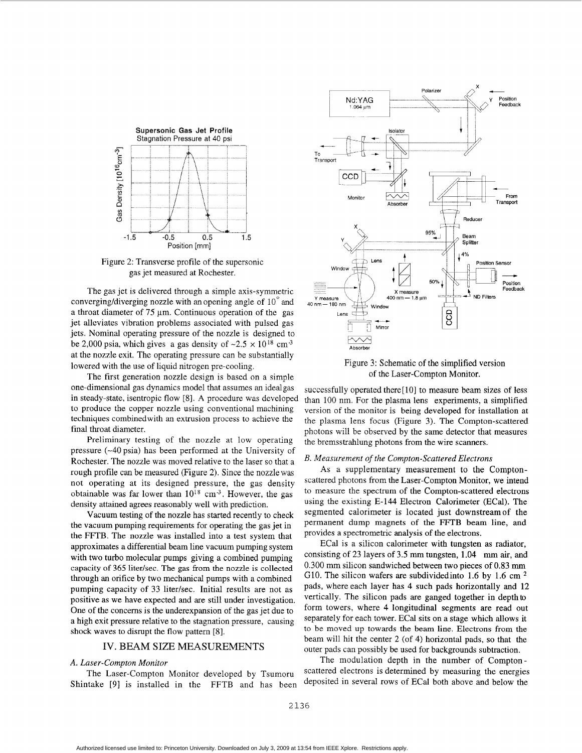Figure 2: Transverse profile of the supersonic gas jet measured at Rochester.

The gas jet is delivered through a simple axis-symmetric converging/diverging nozzle with an opening angle of $10^{\circ}$ and a throat diameter of 75 μm. Continuous operation of the gas jet alleviates vibration problems associated with pulsed gas jets. Nominal operating pressure of the nozzle is designed to be 2,000 psia, which gives a gas density of $\sim 2.5 \times 10^{18}$ $cm^{-3}$ at the nozzle exit. The operating pressure can be substantially lowered with the use of liquid nitrogen pre-cooling.

The first generation nozzle design is based on a simple one-dimensional gas dynamics model that assumes an ideal gas in steady-state, isentropic flow [8]. A procedure was developed to produce the copper nozzle using conventional machining techniques combined with an extrusion process to achieve the final throat diameter.

Preliminary testing of the nozzle at low operating pressure (~40 psia) has been performed at the University of Rochester. The nozzle was moved relative to the laser so that a rough profile can be measured (Figure 2). Since the nozzle was not operating at its designed pressure, the gas density obtainable was far lower than $10^{18}$ $cm^{-3}$. However, the gas density attained agrees reasonably well with prediction.

Vacuum testing of the nozzle has started recently to check the vacuum pumping requirements for operating the gas jet in the FFTB. The nozzle was installed into a test system that approximates a differential beam line vacuum pumping system with two turbo molecular pumps giving a combined pumping capacity of 365 liter/sec. The gas from the nozzle is collected through an orifice by two mechanical pumps with a combined pumping capacity of 33 liter/sec. Initial results are not as positive as we have expected and are still under investigation. One of the concerns is the underexpansion of the gas jet due to a high exit pressure relative to the stagnation pressure, causing shock waves to disrupt the flow pattern [8].

## IV. BEAM SIZE MEASUREMENTS

### *A. Laser-Compton Monitor*

The Laser-Compton Monitor developed by Tsumoru Shintake [9] is installed in the FFTB and has been successfully operated there [10] to measure beam sizes of less than 100 nm. For the plasma lens experiments, a simplified version of the monitor is being developed for installation at the plasma lens focus (Figure 3). The Compton-scattered photons will be observed by the same detector that measures the bremsstrahlung photons from the wire scanners.

Figure 3: Schematic of the simplified version of the Laser-Compton Monitor.

### *B. Measurement of the Compton-Scattered Electrons*

As a supplementary measurement to the Compton-scattered photons from the Laser-Compton Monitor, we intend to measure the spectrum of the Compton-scattered electrons using the existing E-144 Electron Calorimeter (ECal). The segmented calorimeter is located just downstream of the permanent dump magnets of the FFTB beam line, and provides a spectrometric analysis of the electrons.

ECal is a silicon calorimeter with tungsten as radiator, consisting of 23 layers of 3.5 mm tungsten, 1.04 mm air, and 0.300 mm silicon sandwiched between two pieces of 0.83 mm G10. The silicon wafers are subdivided into 1.6 by 1.6 $cm^2$ pads, where each layer has 4 such pads horizontally and 12 vertically. The silicon pads are ganged together in depth to form towers, where 4 longitudinal segments are read out separately for each tower. ECal sits on a stage which allows it to be moved up towards the beam line. Electrons from the beam will hit the center 2 (of 4) horizontal pads, so that the outer pads can possibly be used for backgrounds subtraction.

The modulation depth in the number of Compton-scattered electrons is determined by measuring the energies deposited in several rows of ECal both above and below the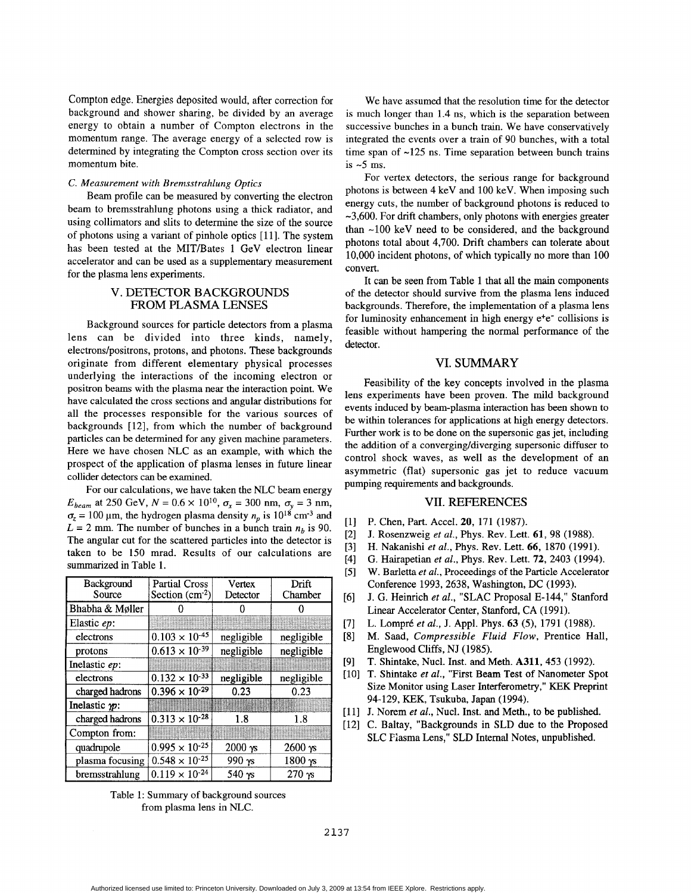Compton edge. Energies deposited would, after correction for background and shower sharing, be divided by an average energy to obtain a number of Compton electrons in the momentum range. The average energy of a selected row is determined by integrating the Compton cross section over its momentum bite.

### C. Measurement with Bremsstrahlung Optics

Beam profile can be measured by converting the electron beam to bremsstrahlung photons using a thick radiator, and using collimators and slits to determine the size of the source of photons using a variant of pinhole optics [11]. The system has been tested at the MIT/Bates 1 GeV electron linear accelerator and can be used as a supplementary measurement for the plasma lens experiments.

## V. DETECTOR BACKGROUNDS FROM PLASMA LENSES

Background sources for particle detectors from a plasma lens can be divided into three kinds, namely, electrons/positrons, protons, and photons. These backgrounds originate from different elementary physical processes underlying the interactions of the incoming electron or positron beams with the plasma near the interaction point. We have calculated the cross sections and angular distributions for all the processes responsible for the various sources of backgrounds [12], from which the number of background particles can be determined for any given machine parameters. Here we have chosen NLC as an example, with which the prospect of the application of plasma lenses in future linear collider detectors can be examined.

For our calculations, we have taken the NLC beam energy $E_{beam}$ at 250 GeV, $N = 0.6 \times 10^{10}$, $\sigma_x = 300$ nm, $\sigma_y = 3$ nm, $\sigma_z = 100$ μm, the hydrogen plasma density $n_p$ is $10^{18}$ cm$^{-3}$ and $L = 2$ mm. The number of bunches in a bunch train $n_b$ is 90. The angular cut for the scattered particles into the detector is taken to be 150 mrad. Results of our calculations are summarized in Table 1.

| Background Source | Partial Cross Section (cm$^{-2}$) | Vertex Detector | Drift Chamber |
|---|---|---|---|
| Bhabha & Møller | 0 | 0 | 0 |
| Elastic *ep*: | | | |
| electrons | $0.103 \times 10^{-45}$ | negligible | negligible |
| protons | $0.613 \times 10^{-39}$ | negligible | negligible |
| Inelastic *ep*: | | | |
| electrons | $0.132 \times 10^{-33}$ | negligible | negligible |
| charged hadrons | $0.396 \times 10^{-29}$ | 0.23 | 0.23 |
| Inelastic $\gamma p$: | | | |
| charged hadrons | $0.313 \times 10^{-28}$ | 1.8 | 1.8 |
| Compton from: | | | |
| quadrupole | $0.995 \times 10^{-25}$ | 2000 $\gamma$s | 2600 $\gamma$s |
| plasma focusing | $0.548 \times 10^{-25}$ | 990 $\gamma$s | 1800 $\gamma$s |
| bremsstrahlung | $0.119 \times 10^{-24}$ | 540 $\gamma$s | 270 $\gamma$s |

Table 1: Summary of background sources from plasma lens in NLC.

We have assumed that the resolution time for the detector is much longer than 1.4 ns, which is the separation between successive bunches in a bunch train. We have conservatively integrated the events over a train of 90 bunches, with a total time span of ~125 ns. Time separation between bunch trains is ~5 ms.

For vertex detectors, the serious range for background photons is between 4 keV and 100 keV. When imposing such energy cuts, the number of background photons is reduced to ~3,600. For drift chambers, only photons with energies greater than ~100 keV need to be considered, and the background photons total about 4,700. Drift chambers can tolerate about 10,000 incident photons, of which typically no more than 100 convert.

It can be seen from Table 1 that all the main components of the detector should survive from the plasma lens induced backgrounds. Therefore, the implementation of a plasma lens for luminosity enhancement in high energy $e^+e^-$ collisions is feasible without hampering the normal performance of the detector.

## VI. SUMMARY

Feasibility of the key concepts involved in the plasma lens experiments have been proven. The mild background events induced by beam-plasma interaction has been shown to be within tolerances for applications at high energy detectors. Further work is to be done on the supersonic gas jet, including the addition of a converging/diverging supersonic diffuser to control shock waves, as well as the development of an asymmetric (flat) supersonic gas jet to reduce vacuum pumping requirements and backgrounds.

## VII. REFERENCES

[1] P. Chen, Part. Accel. **20**, 171 (1987).

[2] J. Rosenzweig *et al.*, Phys. Rev. Lett. **61**, 98 (1988).

[3] H. Nakanishi *et al.*, Phys. Rev. Lett. **66**, 1870 (1991).

[4] G. Hairapetian *et al.*, Phys. Rev. Lett. **72**, 2403 (1994).

[5] W. Barletta *et al.*, Proceedings of the Particle Accelerator Conference 1993, 2638, Washington, DC (1993).

[6] J. G. Heinrich *et al.*, "SLAC Proposal E-144," Stanford Linear Accelerator Center, Stanford, CA (1991).

[7] L. Lompré *et al.*, J. Appl. Phys. **63** (5), 1791 (1988).

[8] M. Saad, *Compressible Fluid Flow*, Prentice Hall, Englewood Cliffs, NJ (1985).

[9] T. Shintake, Nucl. Inst. and Meth. **A311**, 453 (1992).

[10] T. Shintake *et al.*, "First Beam Test of Nanometer Spot Size Monitor using Laser Interferometry," KEK Preprint 94-129, KEK, Tsukuba, Japan (1994).

[11] J. Norem *et al.*, Nucl. Inst. and Meth., to be published.

[12] C. Baltay, "Backgrounds in SLD due to the Proposed SLC Plasma Lens," SLD Internal Notes, unpublished.